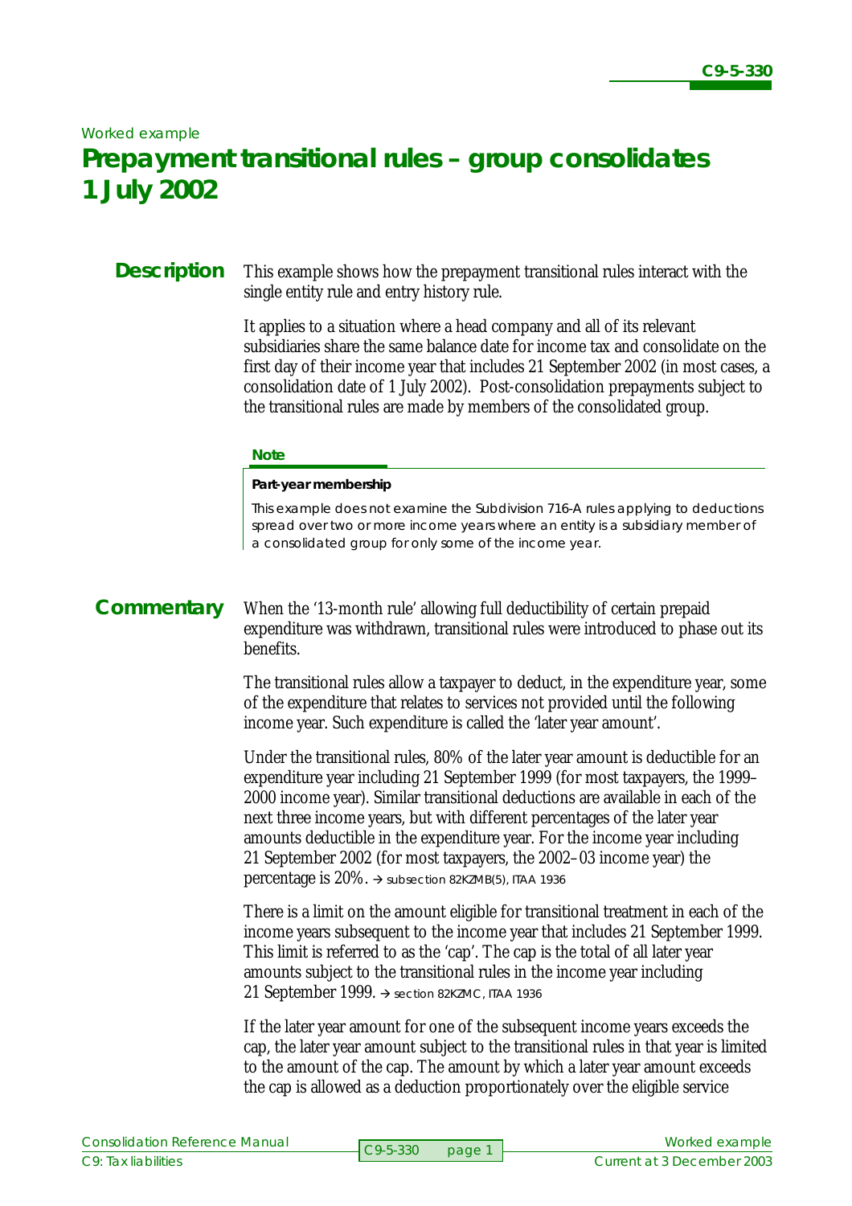*Worked example*

# Prepayment transitional rules – group consolidates 1 July 2002

## Description

This example shows how the prepayment transitional rules interact with the single entity rule and entry history rule.

It applies to a situation where a head company and all of its relevant subsidiaries share the same balance date for income tax and consolidate on the first day of their income year that includes 21 September 2002 (in most cases, a consolidation date of 1 July 2002). Post-consolidation prepayments subject to the transitional rules are made by members of the consolidated group.

> **Note**
>
> **Part-year membership**
>
> This example does not examine the Subdivision 716-A rules applying to deductions spread over two or more income years where an entity is a subsidiary member of a consolidated group for only some of the income year.

## Commentary

When the '13-month rule' allowing full deductibility of certain prepaid expenditure was withdrawn, transitional rules were introduced to phase out its benefits.

The transitional rules allow a taxpayer to deduct, in the expenditure year, some of the expenditure that relates to services not provided until the following income year. Such expenditure is called the 'later year amount'.

Under the transitional rules, 80% of the later year amount is deductible for an expenditure year including 21 September 1999 (for most taxpayers, the 1999–2000 income year). Similar transitional deductions are available in each of the next three income years, but with different percentages of the later year amounts deductible in the expenditure year. For the income year including 21 September 2002 (for most taxpayers, the 2002–03 income year) the percentage is 20%. → subsection 82KZMB(5), ITAA 1936

There is a limit on the amount eligible for transitional treatment in each of the income years subsequent to the income year that includes 21 September 1999. This limit is referred to as the 'cap'. The cap is the total of all later year amounts subject to the transitional rules in the income year including 21 September 1999. → section 82KZMC, ITAA 1936

If the later year amount for one of the subsequent income years exceeds the cap, the later year amount subject to the transitional rules in that year is limited to the amount of the cap. The amount by which a later year amount exceeds the cap is allowed as a deduction proportionately over the eligible service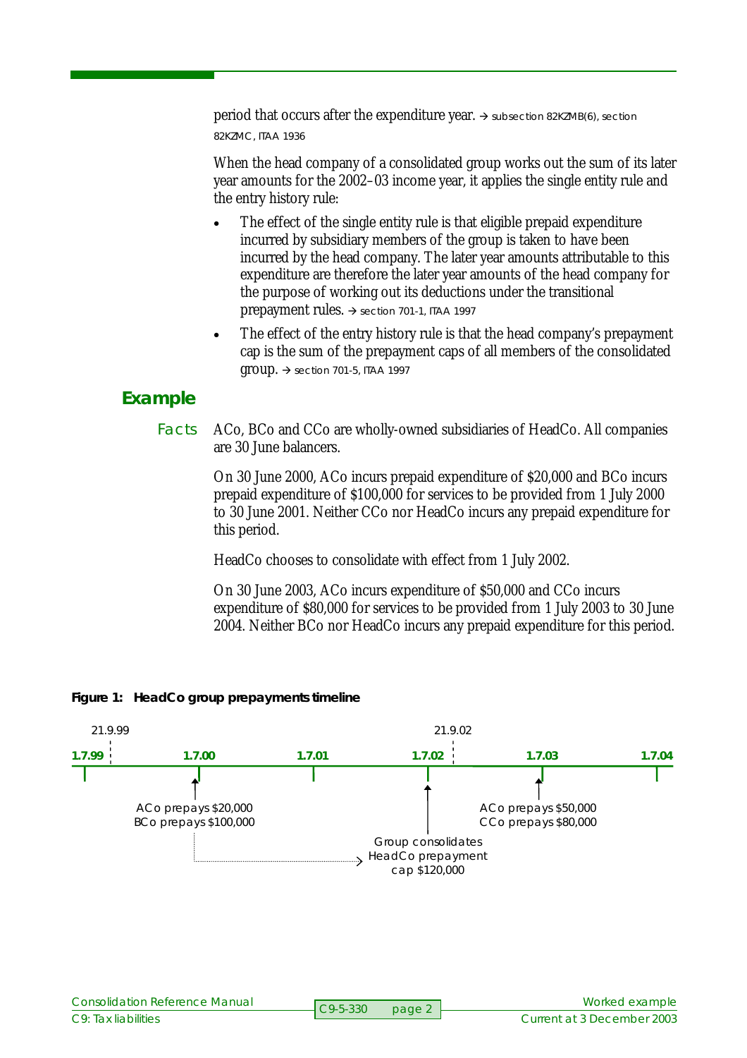period that occurs after the expenditure year. → subsection 82KZMB(6), section 82KZMC, ITAA 1936

When the head company of a consolidated group works out the sum of its later year amounts for the 2002–03 income year, it applies the single entity rule and the entry history rule:

- The effect of the single entity rule is that eligible prepaid expenditure incurred by subsidiary members of the group is taken to have been incurred by the head company. The later year amounts attributable to this expenditure are therefore the later year amounts of the head company for the purpose of working out its deductions under the transitional prepayment rules. → section 701-1, ITAA 1997
- The effect of the entry history rule is that the head company's prepayment cap is the sum of the prepayment caps of all members of the consolidated group. → section 701-5, ITAA 1997

## Example

**Facts** ACo, BCo and CCo are wholly-owned subsidiaries of HeadCo. All companies are 30 June balancers.

On 30 June 2000, ACo incurs prepaid expenditure of $20,000 and BCo incurs prepaid expenditure of $100,000 for services to be provided from 1 July 2000 to 30 June 2001. Neither CCo nor HeadCo incurs any prepaid expenditure for this period.

HeadCo chooses to consolidate with effect from 1 July 2002.

On 30 June 2003, ACo incurs expenditure of $50,000 and CCo incurs expenditure of $80,000 for services to be provided from 1 July 2003 to 30 June 2004. Neither BCo nor HeadCo incurs any prepaid expenditure for this period.

**Figure 1: HeadCo group prepayments timeline**

21.9.99 | 21.9.02

1.7.99 — 1.7.00 — 1.7.01 — 1.7.02 — 1.7.03 — 1.7.04

- 1.7.00: ACo prepays $20,000; BCo prepays $100,000
- 1.7.02: Group consolidates; HeadCo prepayment cap $120,000
- 1.7.03: ACo prepays $50,000; CCo prepays $80,000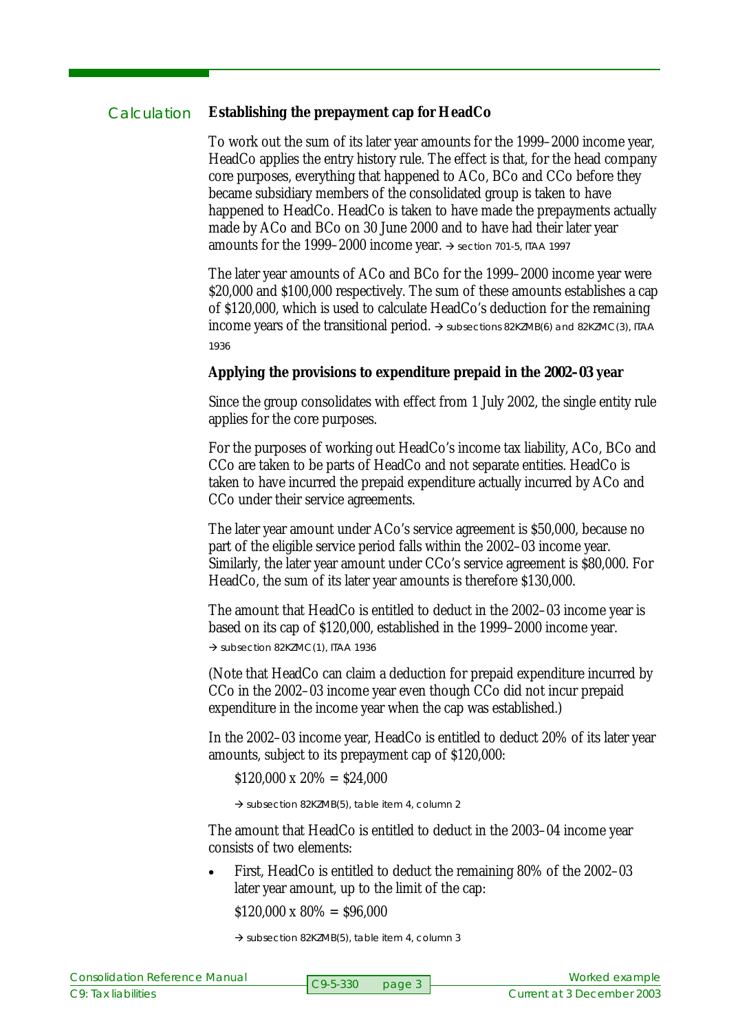Calculation

**Establishing the prepayment cap for HeadCo**

To work out the sum of its later year amounts for the 1999–2000 income year, HeadCo applies the entry history rule. The effect is that, for the head company core purposes, everything that happened to ACo, BCo and CCo before they became subsidiary members of the consolidated group is taken to have happened to HeadCo. HeadCo is taken to have made the prepayments actually made by ACo and BCo on 30 June 2000 and to have had their later year amounts for the 1999–2000 income year. → section 701-5, ITAA 1997

The later year amounts of ACo and BCo for the 1999–2000 income year were \$20,000 and \$100,000 respectively. The sum of these amounts establishes a cap of \$120,000, which is used to calculate HeadCo's deduction for the remaining income years of the transitional period. → subsections 82KZMB(6) and 82KZMC(3), ITAA 1936

**Applying the provisions to expenditure prepaid in the 2002–03 year**

Since the group consolidates with effect from 1 July 2002, the single entity rule applies for the core purposes.

For the purposes of working out HeadCo's income tax liability, ACo, BCo and CCo are taken to be parts of HeadCo and not separate entities. HeadCo is taken to have incurred the prepaid expenditure actually incurred by ACo and CCo under their service agreements.

The later year amount under ACo's service agreement is \$50,000, because no part of the eligible service period falls within the 2002–03 income year. Similarly, the later year amount under CCo's service agreement is \$80,000. For HeadCo, the sum of its later year amounts is therefore \$130,000.

The amount that HeadCo is entitled to deduct in the 2002–03 income year is based on its cap of \$120,000, established in the 1999–2000 income year.
→ subsection 82KZMC(1), ITAA 1936

(Note that HeadCo can claim a deduction for prepaid expenditure incurred by CCo in the 2002–03 income year even though CCo did not incur prepaid expenditure in the income year when the cap was established.)

In the 2002–03 income year, HeadCo is entitled to deduct 20% of its later year amounts, subject to its prepayment cap of \$120,000:

\$120,000 x 20% = \$24,000

→ subsection 82KZMB(5), table item 4, column 2

The amount that HeadCo is entitled to deduct in the 2003–04 income year consists of two elements:

- First, HeadCo is entitled to deduct the remaining 80% of the 2002–03 later year amount, up to the limit of the cap:

  \$120,000 x 80% = \$96,000

  → subsection 82KZMB(5), table item 4, column 3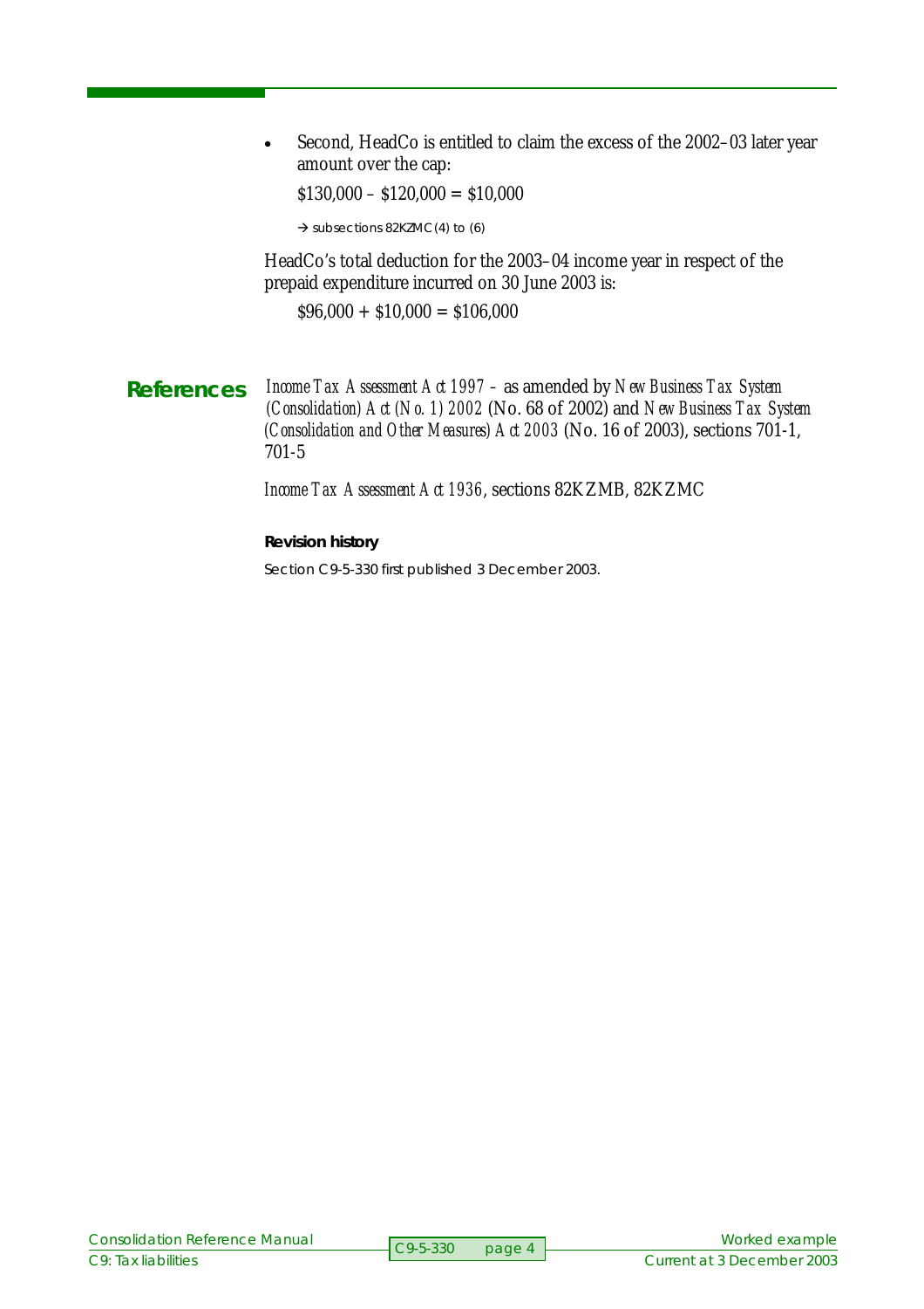- Second, HeadCo is entitled to claim the excess of the 2002–03 later year amount over the cap:

  $130,000 – $120,000 = $10,000

  → subsections 82KZMC (4) to (6)

HeadCo's total deduction for the 2003–04 income year in respect of the prepaid expenditure incurred on 30 June 2003 is:

$96,000 + $10,000 = $106,000

## References

*Income Tax Assessment Act 1997* – as amended by *New Business Tax System (Consolidation) Act (No. 1) 2002* (No. 68 of 2002) and *New Business Tax System (Consolidation and Other Measures) Act 2003* (No. 16 of 2003), sections 701-1, 701-5

*Income Tax Assessment Act 1936*, sections 82KZMB, 82KZMC

**Revision history**

Section C9-5-330 first published 3 December 2003.